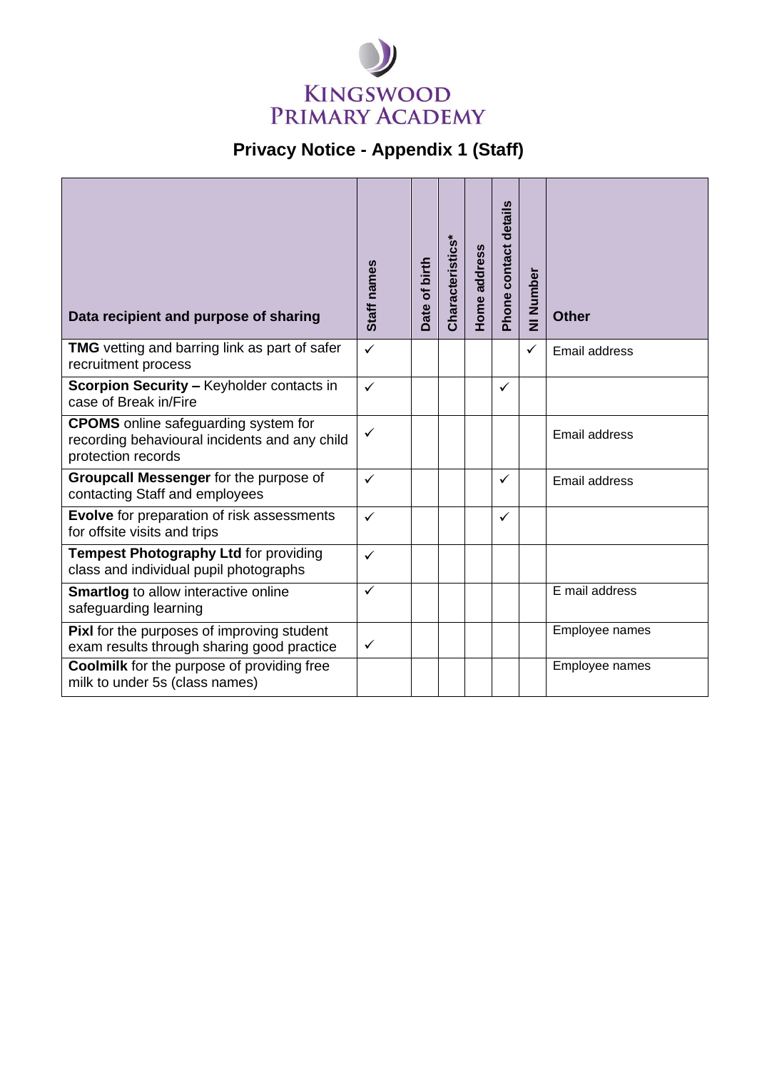# KINGSWOOD PRIMARY ACADEMY

## Privacy Notice - Appendix 1 (Staff)

| Data recipient and purpose of sharing | Staff names | Date of birth | Characteristics* | Home address | Phone contact details | NI Number | Other |
|---|---|---|---|---|---|---|---|
| **TMG** vetting and barring link as part of safer recruitment process | ✓ | | | | | ✓ | Email address |
| **Scorpion Security –** Keyholder contacts in case of Break in/Fire | ✓ | | | | ✓ | | |
| **CPOMS** online safeguarding system for recording behavioural incidents and any child protection records | ✓ | | | | | | Email address |
| **Groupcall Messenger** for the purpose of contacting Staff and employees | ✓ | | | | ✓ | | Email address |
| **Evolve** for preparation of risk assessments for offsite visits and trips | ✓ | | | | ✓ | | |
| **Tempest Photography Ltd** for providing class and individual pupil photographs | ✓ | | | | | | |
| **Smartlog** to allow interactive online safeguarding learning | ✓ | | | | | | E mail address |
| **Pixl** for the purposes of improving student exam results through sharing good practice | ✓ | | | | | | Employee names |
| **Coolmilk** for the purpose of providing free milk to under 5s (class names) | | | | | | | Employee names |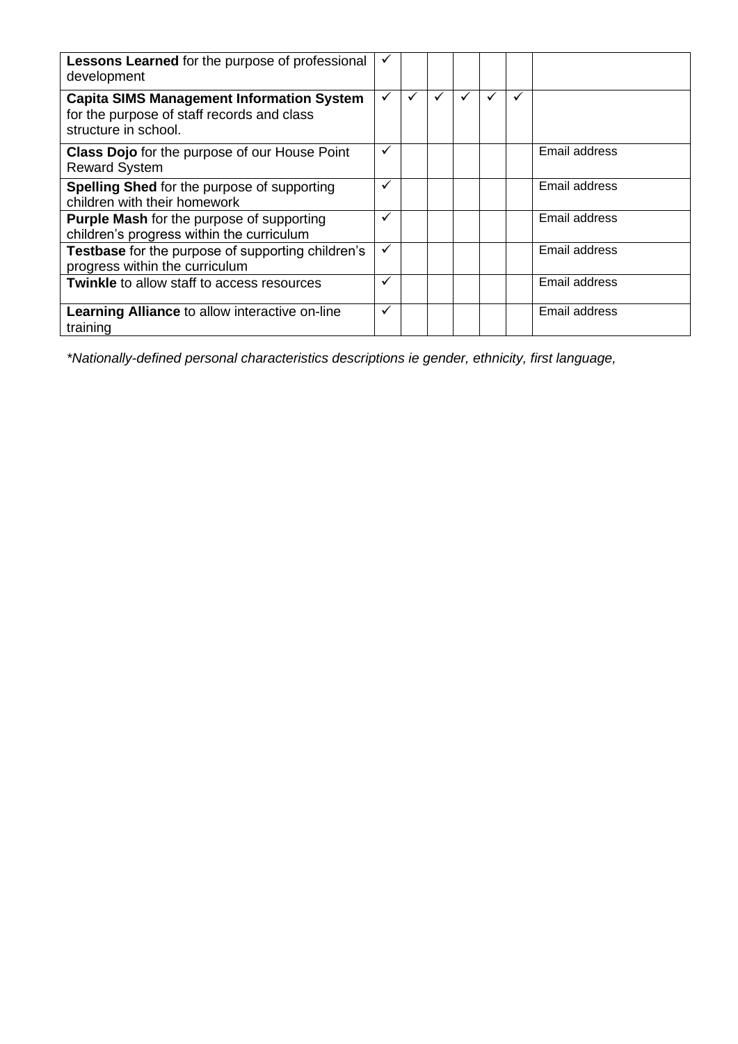| | | | | | | | |
|---|---|---|---|---|---|---|---|
| **Lessons Learned** for the purpose of professional development | ✓ | | | | | | |
| **Capita SIMS Management Information System** for the purpose of staff records and class structure in school. | ✓ | ✓ | ✓ | ✓ | ✓ | ✓ | |
| **Class Dojo** for the purpose of our House Point Reward System | ✓ | | | | | | Email address |
| **Spelling Shed** for the purpose of supporting children with their homework | ✓ | | | | | | Email address |
| **Purple Mash** for the purpose of supporting children's progress within the curriculum | ✓ | | | | | | Email address |
| **Testbase** for the purpose of supporting children's progress within the curriculum | ✓ | | | | | | Email address |
| **Twinkle** to allow staff to access resources | ✓ | | | | | | Email address |
| **Learning Alliance** to allow interactive on-line training | ✓ | | | | | | Email address |

*\*Nationally-defined personal characteristics descriptions ie gender, ethnicity, first language,*